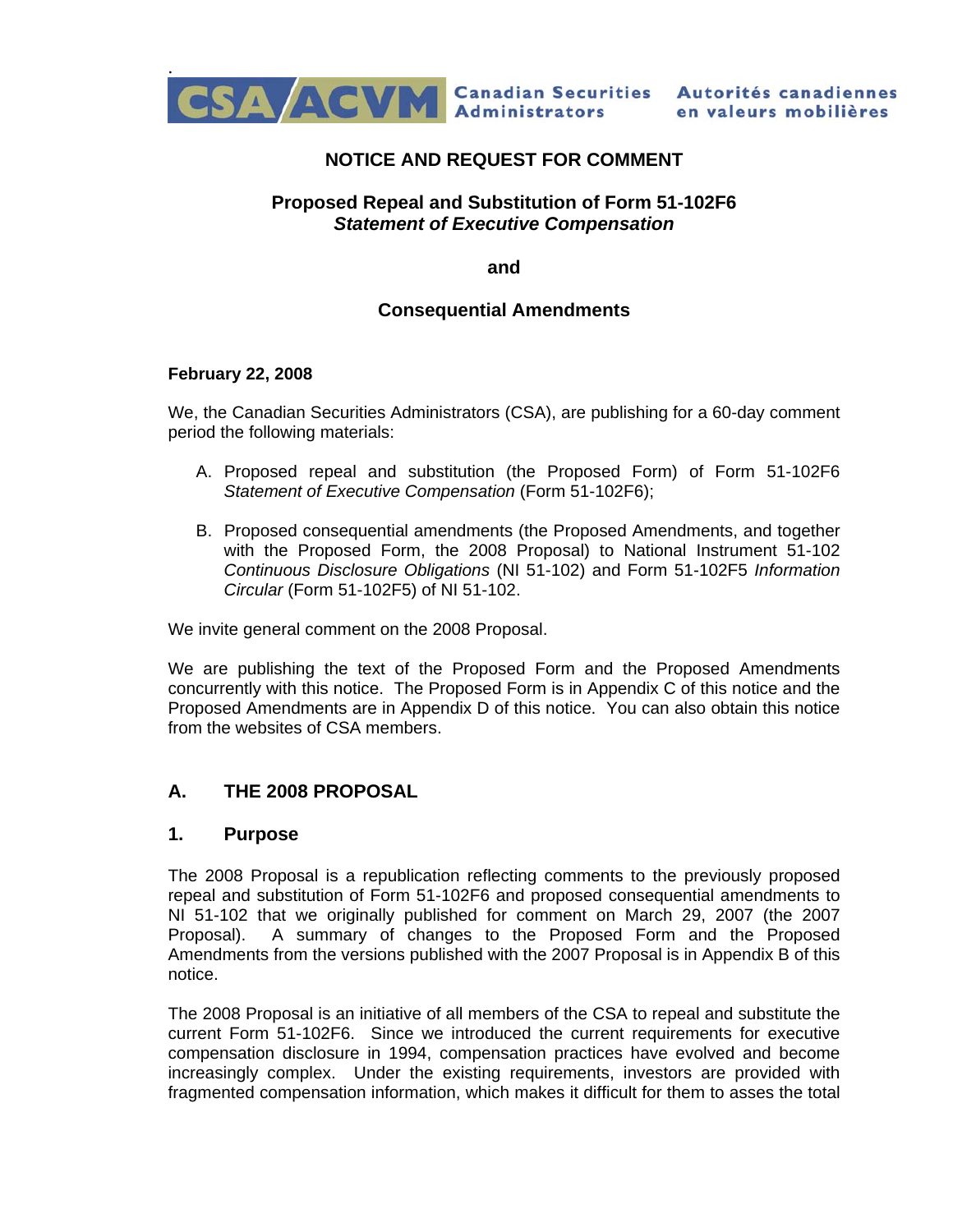CSA ACVM Canadian Securities Administrators Autorités canadiennes en valeurs mobilières

# NOTICE AND REQUEST FOR COMMENT

## Proposed Repeal and Substitution of Form 51-102F6 *Statement of Executive Compensation*

## and

## Consequential Amendments

**February 22, 2008**

We, the Canadian Securities Administrators (CSA), are publishing for a 60-day comment period the following materials:

A. Proposed repeal and substitution (the Proposed Form) of Form 51-102F6 *Statement of Executive Compensation* (Form 51-102F6);

B. Proposed consequential amendments (the Proposed Amendments, and together with the Proposed Form, the 2008 Proposal) to National Instrument 51-102 *Continuous Disclosure Obligations* (NI 51-102) and Form 51-102F5 *Information Circular* (Form 51-102F5) of NI 51-102.

We invite general comment on the 2008 Proposal.

We are publishing the text of the Proposed Form and the Proposed Amendments concurrently with this notice. The Proposed Form is in Appendix C of this notice and the Proposed Amendments are in Appendix D of this notice. You can also obtain this notice from the websites of CSA members.

## A. THE 2008 PROPOSAL

### 1. Purpose

The 2008 Proposal is a republication reflecting comments to the previously proposed repeal and substitution of Form 51-102F6 and proposed consequential amendments to NI 51-102 that we originally published for comment on March 29, 2007 (the 2007 Proposal). A summary of changes to the Proposed Form and the Proposed Amendments from the versions published with the 2007 Proposal is in Appendix B of this notice.

The 2008 Proposal is an initiative of all members of the CSA to repeal and substitute the current Form 51-102F6. Since we introduced the current requirements for executive compensation disclosure in 1994, compensation practices have evolved and become increasingly complex. Under the existing requirements, investors are provided with fragmented compensation information, which makes it difficult for them to asses the total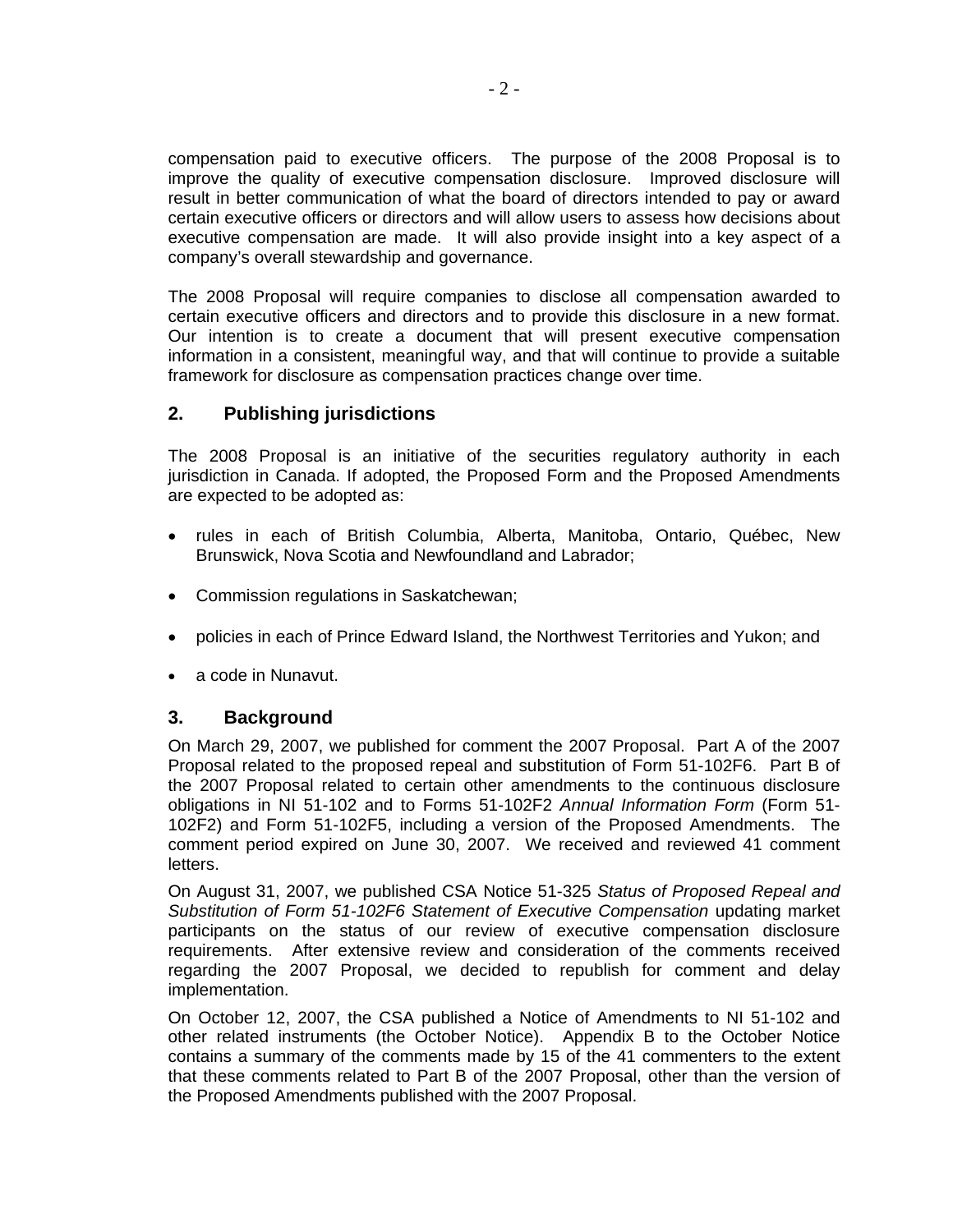compensation paid to executive officers. The purpose of the 2008 Proposal is to improve the quality of executive compensation disclosure. Improved disclosure will result in better communication of what the board of directors intended to pay or award certain executive officers or directors and will allow users to assess how decisions about executive compensation are made. It will also provide insight into a key aspect of a company's overall stewardship and governance.

The 2008 Proposal will require companies to disclose all compensation awarded to certain executive officers and directors and to provide this disclosure in a new format. Our intention is to create a document that will present executive compensation information in a consistent, meaningful way, and that will continue to provide a suitable framework for disclosure as compensation practices change over time.

## 2. Publishing jurisdictions

The 2008 Proposal is an initiative of the securities regulatory authority in each jurisdiction in Canada. If adopted, the Proposed Form and the Proposed Amendments are expected to be adopted as:

- rules in each of British Columbia, Alberta, Manitoba, Ontario, Québec, New Brunswick, Nova Scotia and Newfoundland and Labrador;
- Commission regulations in Saskatchewan;
- policies in each of Prince Edward Island, the Northwest Territories and Yukon; and
- a code in Nunavut.

## 3. Background

On March 29, 2007, we published for comment the 2007 Proposal. Part A of the 2007 Proposal related to the proposed repeal and substitution of Form 51-102F6. Part B of the 2007 Proposal related to certain other amendments to the continuous disclosure obligations in NI 51-102 and to Forms 51-102F2 *Annual Information Form* (Form 51-102F2) and Form 51-102F5, including a version of the Proposed Amendments. The comment period expired on June 30, 2007. We received and reviewed 41 comment letters.

On August 31, 2007, we published CSA Notice 51-325 *Status of Proposed Repeal and Substitution of Form 51-102F6 Statement of Executive Compensation* updating market participants on the status of our review of executive compensation disclosure requirements. After extensive review and consideration of the comments received regarding the 2007 Proposal, we decided to republish for comment and delay implementation.

On October 12, 2007, the CSA published a Notice of Amendments to NI 51-102 and other related instruments (the October Notice). Appendix B to the October Notice contains a summary of the comments made by 15 of the 41 commenters to the extent that these comments related to Part B of the 2007 Proposal, other than the version of the Proposed Amendments published with the 2007 Proposal.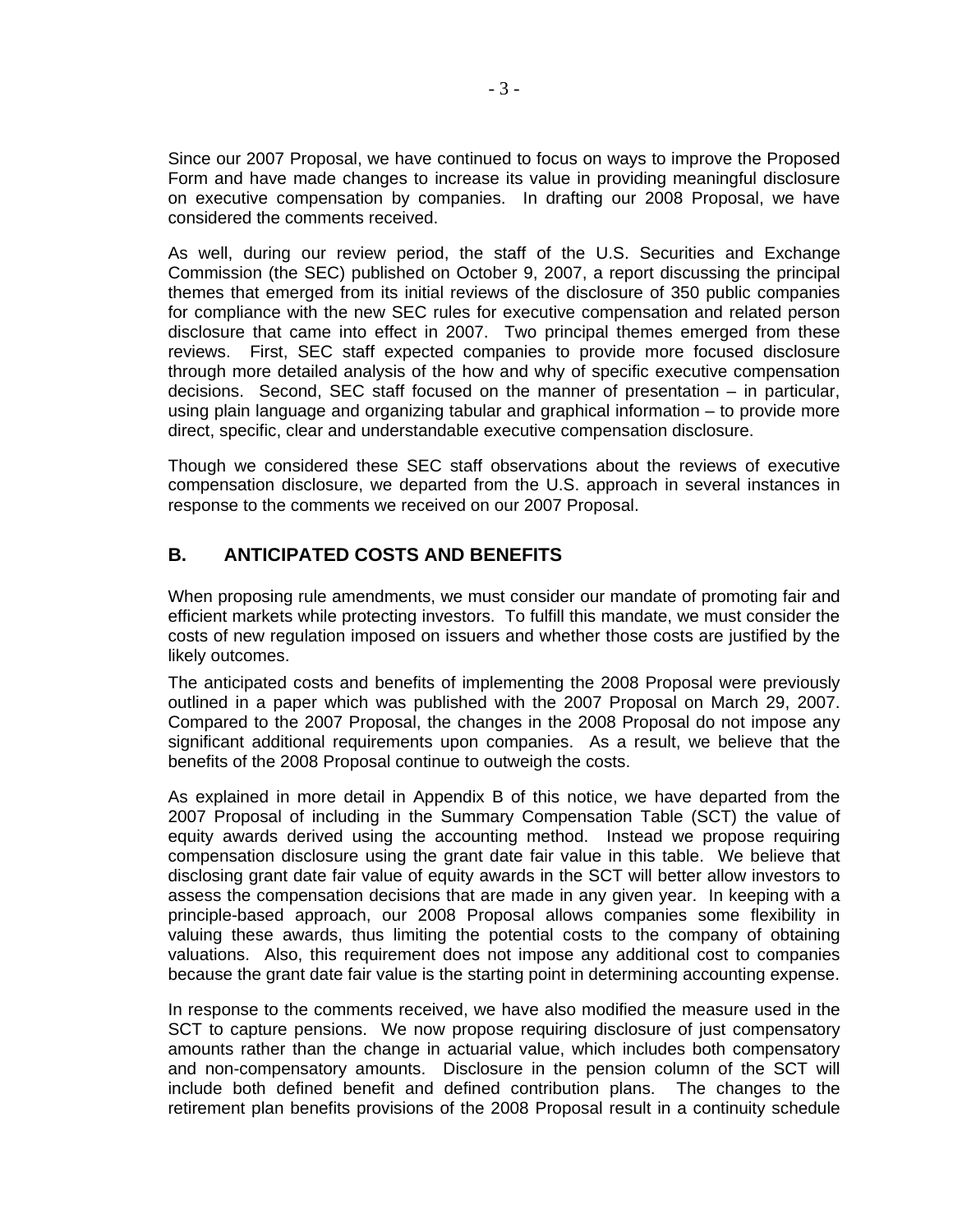Since our 2007 Proposal, we have continued to focus on ways to improve the Proposed Form and have made changes to increase its value in providing meaningful disclosure on executive compensation by companies. In drafting our 2008 Proposal, we have considered the comments received.

As well, during our review period, the staff of the U.S. Securities and Exchange Commission (the SEC) published on October 9, 2007, a report discussing the principal themes that emerged from its initial reviews of the disclosure of 350 public companies for compliance with the new SEC rules for executive compensation and related person disclosure that came into effect in 2007. Two principal themes emerged from these reviews. First, SEC staff expected companies to provide more focused disclosure through more detailed analysis of the how and why of specific executive compensation decisions. Second, SEC staff focused on the manner of presentation – in particular, using plain language and organizing tabular and graphical information – to provide more direct, specific, clear and understandable executive compensation disclosure.

Though we considered these SEC staff observations about the reviews of executive compensation disclosure, we departed from the U.S. approach in several instances in response to the comments we received on our 2007 Proposal.

## B. ANTICIPATED COSTS AND BENEFITS

When proposing rule amendments, we must consider our mandate of promoting fair and efficient markets while protecting investors. To fulfill this mandate, we must consider the costs of new regulation imposed on issuers and whether those costs are justified by the likely outcomes.

The anticipated costs and benefits of implementing the 2008 Proposal were previously outlined in a paper which was published with the 2007 Proposal on March 29, 2007. Compared to the 2007 Proposal, the changes in the 2008 Proposal do not impose any significant additional requirements upon companies. As a result, we believe that the benefits of the 2008 Proposal continue to outweigh the costs.

As explained in more detail in Appendix B of this notice, we have departed from the 2007 Proposal of including in the Summary Compensation Table (SCT) the value of equity awards derived using the accounting method. Instead we propose requiring compensation disclosure using the grant date fair value in this table. We believe that disclosing grant date fair value of equity awards in the SCT will better allow investors to assess the compensation decisions that are made in any given year. In keeping with a principle-based approach, our 2008 Proposal allows companies some flexibility in valuing these awards, thus limiting the potential costs to the company of obtaining valuations. Also, this requirement does not impose any additional cost to companies because the grant date fair value is the starting point in determining accounting expense.

In response to the comments received, we have also modified the measure used in the SCT to capture pensions. We now propose requiring disclosure of just compensatory amounts rather than the change in actuarial value, which includes both compensatory and non-compensatory amounts. Disclosure in the pension column of the SCT will include both defined benefit and defined contribution plans. The changes to the retirement plan benefits provisions of the 2008 Proposal result in a continuity schedule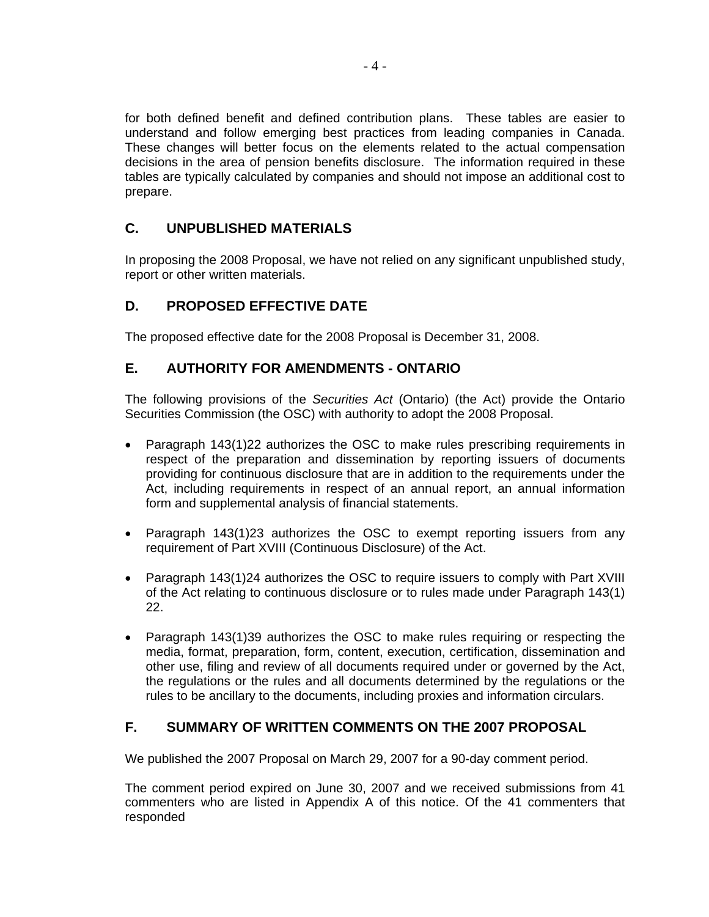for both defined benefit and defined contribution plans. These tables are easier to understand and follow emerging best practices from leading companies in Canada. These changes will better focus on the elements related to the actual compensation decisions in the area of pension benefits disclosure. The information required in these tables are typically calculated by companies and should not impose an additional cost to prepare.

## C. UNPUBLISHED MATERIALS

In proposing the 2008 Proposal, we have not relied on any significant unpublished study, report or other written materials.

## D. PROPOSED EFFECTIVE DATE

The proposed effective date for the 2008 Proposal is December 31, 2008.

## E. AUTHORITY FOR AMENDMENTS - ONTARIO

The following provisions of the *Securities Act* (Ontario) (the Act) provide the Ontario Securities Commission (the OSC) with authority to adopt the 2008 Proposal.

- Paragraph 143(1)22 authorizes the OSC to make rules prescribing requirements in respect of the preparation and dissemination by reporting issuers of documents providing for continuous disclosure that are in addition to the requirements under the Act, including requirements in respect of an annual report, an annual information form and supplemental analysis of financial statements.

- Paragraph 143(1)23 authorizes the OSC to exempt reporting issuers from any requirement of Part XVIII (Continuous Disclosure) of the Act.

- Paragraph 143(1)24 authorizes the OSC to require issuers to comply with Part XVIII of the Act relating to continuous disclosure or to rules made under Paragraph 143(1) 22.

- Paragraph 143(1)39 authorizes the OSC to make rules requiring or respecting the media, format, preparation, form, content, execution, certification, dissemination and other use, filing and review of all documents required under or governed by the Act, the regulations or the rules and all documents determined by the regulations or the rules to be ancillary to the documents, including proxies and information circulars.

## F. SUMMARY OF WRITTEN COMMENTS ON THE 2007 PROPOSAL

We published the 2007 Proposal on March 29, 2007 for a 90-day comment period.

The comment period expired on June 30, 2007 and we received submissions from 41 commenters who are listed in Appendix A of this notice. Of the 41 commenters that responded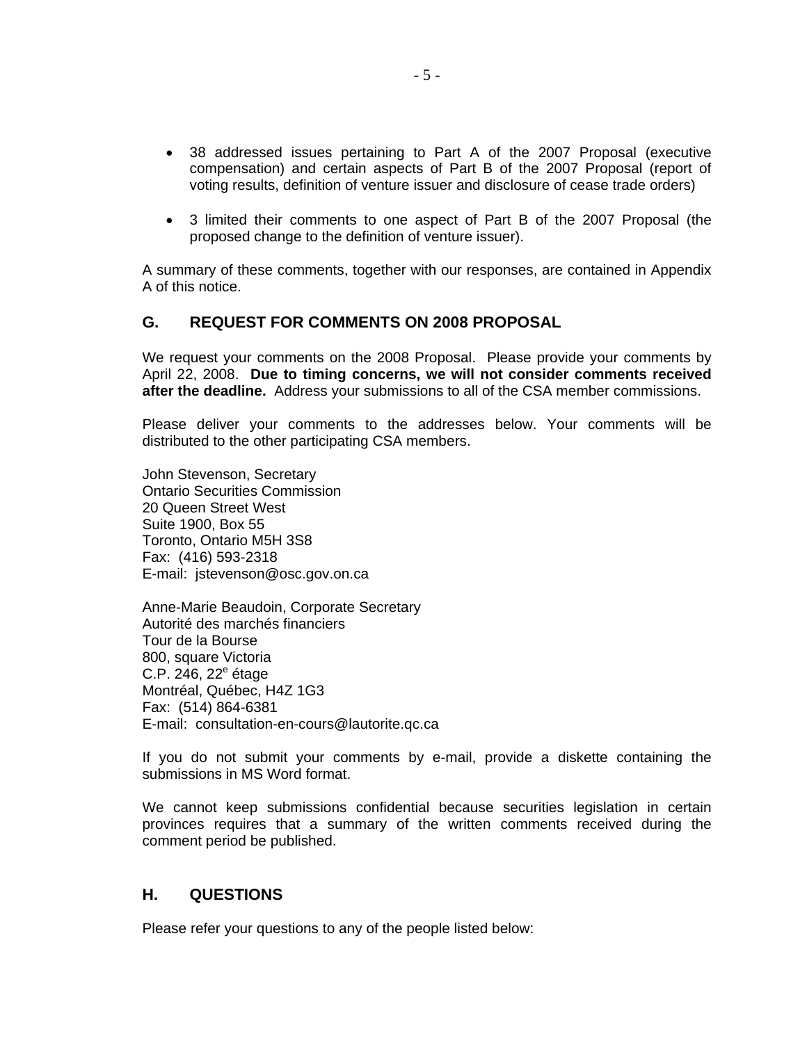- 38 addressed issues pertaining to Part A of the 2007 Proposal (executive compensation) and certain aspects of Part B of the 2007 Proposal (report of voting results, definition of venture issuer and disclosure of cease trade orders)

- 3 limited their comments to one aspect of Part B of the 2007 Proposal (the proposed change to the definition of venture issuer).

A summary of these comments, together with our responses, are contained in Appendix A of this notice.

## G. REQUEST FOR COMMENTS ON 2008 PROPOSAL

We request your comments on the 2008 Proposal. Please provide your comments by April 22, 2008. **Due to timing concerns, we will not consider comments received after the deadline.** Address your submissions to all of the CSA member commissions.

Please deliver your comments to the addresses below. Your comments will be distributed to the other participating CSA members.

John Stevenson, Secretary
Ontario Securities Commission
20 Queen Street West
Suite 1900, Box 55
Toronto, Ontario M5H 3S8
Fax: (416) 593-2318
E-mail: jstevenson@osc.gov.on.ca

Anne-Marie Beaudoin, Corporate Secretary
Autorité des marchés financiers
Tour de la Bourse
800, square Victoria
C.P. 246, 22e étage
Montréal, Québec, H4Z 1G3
Fax: (514) 864-6381
E-mail: consultation-en-cours@lautorite.qc.ca

If you do not submit your comments by e-mail, provide a diskette containing the submissions in MS Word format.

We cannot keep submissions confidential because securities legislation in certain provinces requires that a summary of the written comments received during the comment period be published.

## H. QUESTIONS

Please refer your questions to any of the people listed below: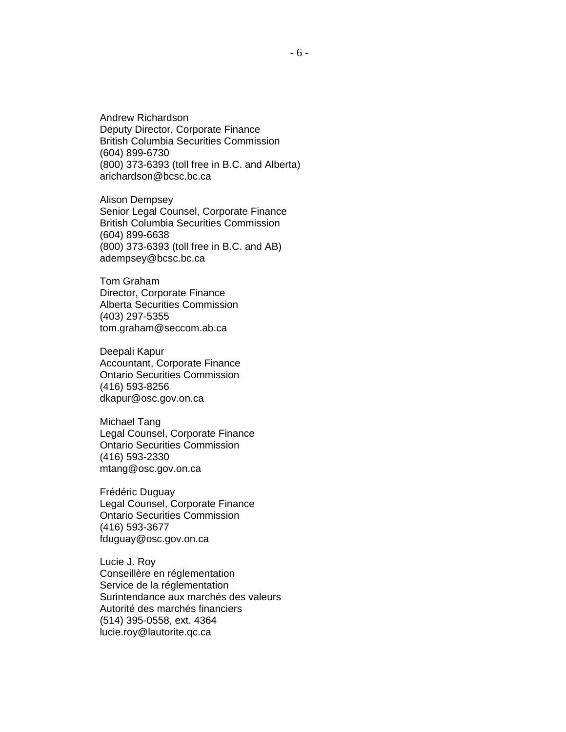Andrew Richardson
Deputy Director, Corporate Finance
British Columbia Securities Commission
(604) 899-6730
(800) 373-6393 (toll free in B.C. and Alberta)
arichardson@bcsc.bc.ca

Alison Dempsey
Senior Legal Counsel, Corporate Finance
British Columbia Securities Commission
(604) 899-6638
(800) 373-6393 (toll free in B.C. and AB)
adempsey@bcsc.bc.ca

Tom Graham
Director, Corporate Finance
Alberta Securities Commission
(403) 297-5355
tom.graham@seccom.ab.ca

Deepali Kapur
Accountant, Corporate Finance
Ontario Securities Commission
(416) 593-8256
dkapur@osc.gov.on.ca

Michael Tang
Legal Counsel, Corporate Finance
Ontario Securities Commission
(416) 593-2330
mtang@osc.gov.on.ca

Frédéric Duguay
Legal Counsel, Corporate Finance
Ontario Securities Commission
(416) 593-3677
fduguay@osc.gov.on.ca

Lucie J. Roy
Conseillère en réglementation
Service de la réglementation
Surintendance aux marchés des valeurs
Autorité des marchés financiers
(514) 395-0558, ext. 4364
lucie.roy@lautorite.qc.ca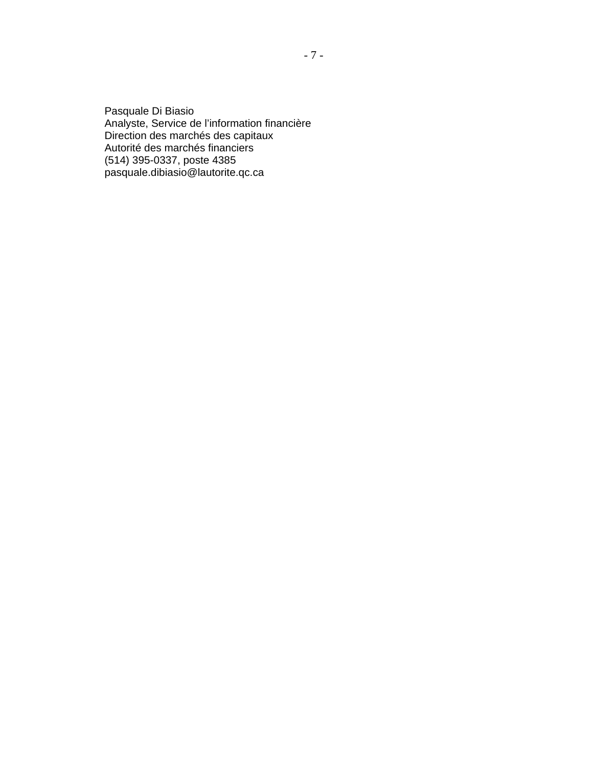Pasquale Di Biasio
Analyste, Service de l'information financière
Direction des marchés des capitaux
Autorité des marchés financiers
(514) 395-0337, poste 4385
pasquale.dibiasio@lautorite.qc.ca